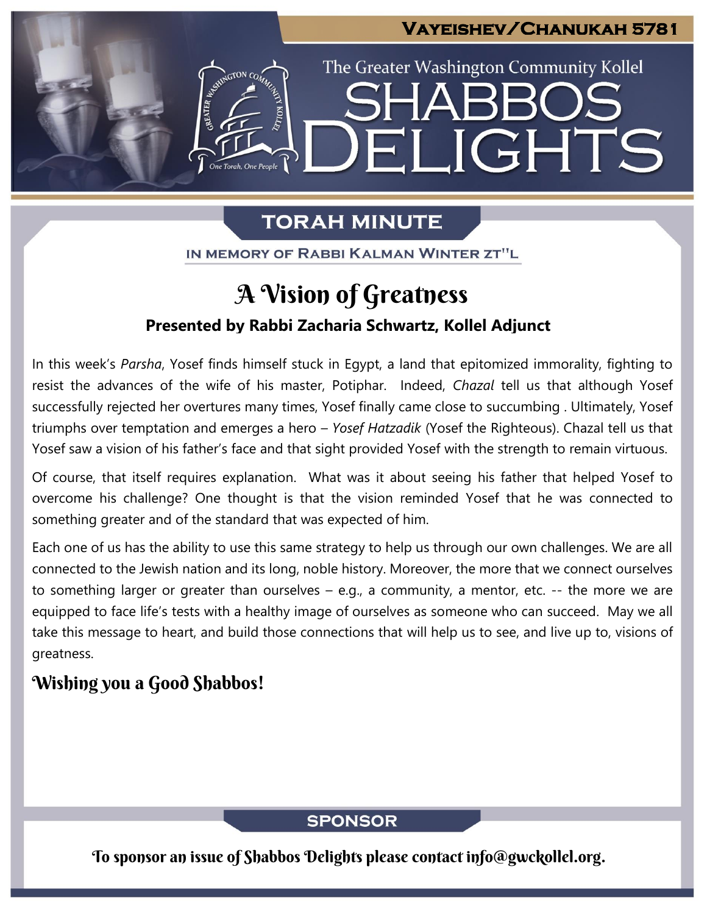# Vayeishev/Chanukah 5781

The Greater Washington Community Kollel

# Shabbos Delights

## Torah Minute

In Memory of Rabbi Kalman Winter zt"l

## A Vision of Greatness

**Presented by Rabbi Zacharia Schwartz, Kollel Adjunct**

In this week's *Parsha*, Yosef finds himself stuck in Egypt, a land that epitomized immorality, fighting to resist the advances of the wife of his master, Potiphar. Indeed, *Chazal* tell us that although Yosef successfully rejected her overtures many times, Yosef finally came close to succumbing . Ultimately, Yosef triumphs over temptation and emerges a hero – *Yosef Hatzadik* (Yosef the Righteous). Chazal tell us that Yosef saw a vision of his father's face and that sight provided Yosef with the strength to remain virtuous.

Of course, that itself requires explanation. What was it about seeing his father that helped Yosef to overcome his challenge? One thought is that the vision reminded Yosef that he was connected to something greater and of the standard that was expected of him.

Each one of us has the ability to use this same strategy to help us through our own challenges. We are all connected to the Jewish nation and its long, noble history. Moreover, the more that we connect ourselves to something larger or greater than ourselves – e.g., a community, a mentor, etc. -- the more we are equipped to face life's tests with a healthy image of ourselves as someone who can succeed. May we all take this message to heart, and build those connections that will help us to see, and live up to, visions of greatness.

### Wishing you a Good Shabbos!

## Sponsor

To sponsor an issue of Shabbos Delights please contact info@gwckollel.org.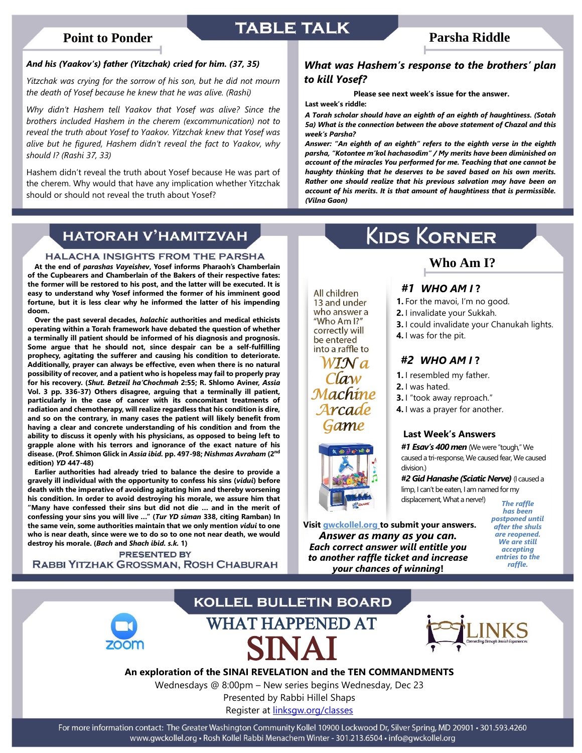# TABLE TALK

## Point to Ponder

***And his (Yaakov's) father (Yitzchak) cried for him. (37, 35)***

*Yitzchak was crying for the sorrow of his son, but he did not mourn the death of Yosef because he knew that he was alive. (Rashi)*

*Why didn't Hashem tell Yaakov that Yosef was alive? Since the brothers included Hashem in the cherem (excommunication) not to reveal the truth about Yosef to Yaakov. Yitzchak knew that Yosef was alive but he figured, Hashem didn't reveal the fact to Yaakov, why should I? (Rashi 37, 33)*

Hashem didn't reveal the truth about Yosef because He was part of the cherem. Why would that have any implication whether Yitzchak should or should not reveal the truth about Yosef?

## Parsha Riddle

***What was Hashem's response to the brothers' plan to kill Yosef?***

**Please see next week's issue for the answer.**

**Last week's riddle:**

***A Torah scholar should have an eighth of an eighth of haughtiness. (Sotah 5a) What is the connection between the above statement of Chazal and this week's Parsha?***

***Answer: "An eighth of an eighth" refers to the eighth verse in the eighth parsha, "Kotontee m'kol hachasodim" / My merits have been diminished on account of the miracles You performed for me. Teaching that one cannot be haughty thinking that he deserves to be saved based on his own merits. Rather one should realize that his previous salvation may have been on account of his merits. It is that amount of haughtiness that is permissible. (Vilna Gaon)***

# HATORAH V'HAMITZVAH

## HALACHA INSIGHTS FROM THE PARSHA

**At the end of *parashas Vayeishev*, Yosef informs Pharaoh's Chamberlain of the Cupbearers and Chamberlain of the Bakers of their respective fates: the former will be restored to his post, and the latter will be executed. It is easy to understand why Yosef informed the former of his imminent good fortune, but it is less clear why he informed the latter of his impending doom.**

**Over the past several decades, *halachic* authorities and medical ethicists operating within a Torah framework have debated the question of whether a terminally ill patient should be informed of his diagnosis and prognosis. Some argue that he should not, since despair can be a self-fulfilling prophecy, agitating the sufferer and causing his condition to deteriorate. Additionally, prayer can always be effective, even when there is no natural possibility of recover, and a patient who is hopeless may fail to properly pray for his recovery. (*Shut. Betzeil ha'Chochmah* 2:55; R. Shlomo Aviner, *Assia* Vol. 3 pp. 336-37) Others disagree, arguing that a terminally ill patient, particularly in the case of cancer with its concomitant treatments of radiation and chemotherapy, will realize regardless that his condition is dire, and so on the contrary, in many cases the patient will likely benefit from having a clear and concrete understanding of his condition and from the ability to discuss it openly with his physicians, as opposed to being left to grapple alone with his terrors and ignorance of the exact nature of his disease. (Prof. Shimon Glick in *Assia ibid.* pp. 497-98; *Nishmas Avraham* (2nd edition) *YD* 447-48)**

**Earlier authorities had already tried to balance the desire to provide a gravely ill individual with the opportunity to confess his sins (*vidui*) before death with the imperative of avoiding agitating him and thereby worsening his condition. In order to avoid destroying his morale, we assure him that "Many have confessed their sins but did not die ... and in the merit of confessing your sins you will live ..." (*Tur YD siman* 338, citing Ramban) In the same vein, some authorities maintain that we only mention *vidui* to one who is near death, since were we to do so to one not near death, we would destroy his morale. (*Bach* and *Shach ibid. s.k.* 1)**

PRESENTED BY
RABBI YITZHAK GROSSMAN, ROSH CHABURAH

# KIDS KORNER

## Who Am I?

All children 13 and under who answer a "Who Am I?" correctly will be entered into a raffle to

*WIN a Claw Machine Arcade Game*

### #1 WHO AM I ?

1. For the mavoi, I'm no good.
2. I invalidate your Sukkah.
3. I could invalidate your Chanukah lights.
4. I was for the pit.

### #2 WHO AM I ?

1. I resembled my father.
2. I was hated.
3. I "took away reproach."
4. I was a prayer for another.

### Last Week's Answers

***#1 Esav's 400 men*** (We were "tough," We caused a tri-response, We caused fear, We caused division.)

***#2 Gid Hanashe (Sciatic Nerve)*** (I caused a limp, I can't be eaten, I am named for my displacement, What a nerve!)

**Visit gwckollel.org to submit your answers.**
***Answer as many as you can. Each correct answer will entitle you to another raffle ticket and increase your chances of winning!***

*The raffle has been postponed until after the shuls are reopened. We are still accepting entries to the raffle.*

# KOLLEL BULLETIN BOARD

## WHAT HAPPENED AT SINAI

**An exploration of the SINAI REVELATION and the TEN COMMANDMENTS**

Wednesdays @ 8:00pm – New series begins Wednesday, Dec 23
Presented by Rabbi Hillel Shaps
Register at linksgw.org/classes

For more information contact: The Greater Washington Community Kollel 10900 Lockwood Dr, Silver Spring, MD 20901 • 301.593.4260
www.gwckollel.org • Rosh Kollel Rabbi Menachem Winter - 301.213.6504 • info@gwckollel.org